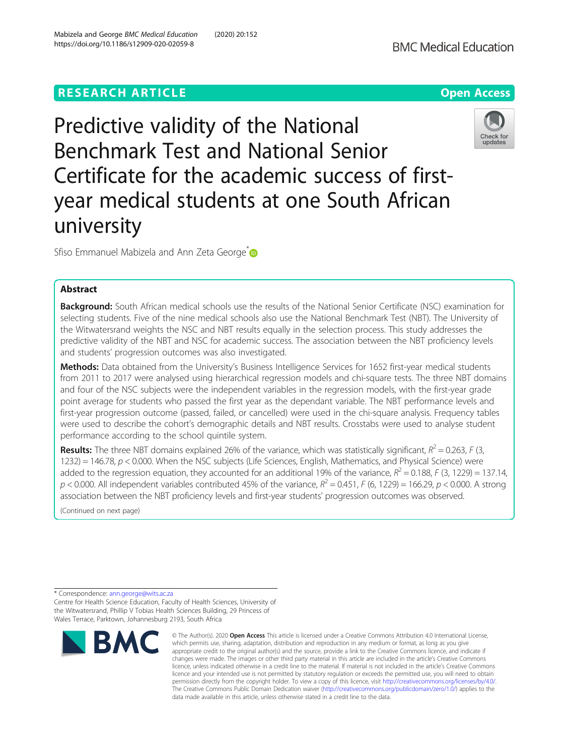# RESEARCH ARTICLE

**Open Access**

# Predictive validity of the National Benchmark Test and National Senior Certificate for the academic success of first-year medical students at one South African university

Sfiso Emmanuel Mabizela and Ann Zeta George*

## Abstract

**Background:** South African medical schools use the results of the National Senior Certificate (NSC) examination for selecting students. Five of the nine medical schools also use the National Benchmark Test (NBT). The University of the Witwatersrand weights the NSC and NBT results equally in the selection process. This study addresses the predictive validity of the NBT and NSC for academic success. The association between the NBT proficiency levels and students' progression outcomes was also investigated.

**Methods:** Data obtained from the University's Business Intelligence Services for 1652 first-year medical students from 2011 to 2017 were analysed using hierarchical regression models and chi-square tests. The three NBT domains and four of the NSC subjects were the independent variables in the regression models, with the first-year grade point average for students who passed the first year as the dependant variable. The NBT performance levels and first-year progression outcome (passed, failed, or cancelled) were used in the chi-square analysis. Frequency tables were used to describe the cohort's demographic details and NBT results. Crosstabs were used to analyse student performance according to the school quintile system.

**Results:** The three NBT domains explained 26% of the variance, which was statistically significant, $R^2 = 0.263$, $F$ (3, 1232) = 146.78, $p < 0.000$. When the NSC subjects (Life Sciences, English, Mathematics, and Physical Science) were added to the regression equation, they accounted for an additional 19% of the variance, $R^2 = 0.188$, $F$ (3, 1229) = 137.14, $p < 0.000$. All independent variables contributed 45% of the variance, $R^2 = 0.451$, $F$ (6, 1229) = 166.29, $p < 0.000$. A strong association between the NBT proficiency levels and first-year students' progression outcomes was observed.

(Continued on next page)

\* Correspondence: ann.george@wits.ac.za

Centre for Health Science Education, Faculty of Health Sciences, University of the Witwatersrand, Phillip V Tobias Health Sciences Building, 29 Princess of Wales Terrace, Parktown, Johannesburg 2193, South Africa

© The Author(s). 2020 **Open Access** This article is licensed under a Creative Commons Attribution 4.0 International License, which permits use, sharing, adaptation, distribution and reproduction in any medium or format, as long as you give appropriate credit to the original author(s) and the source, provide a link to the Creative Commons licence, and indicate if changes were made. The images or other third party material in this article are included in the article's Creative Commons licence, unless indicated otherwise in a credit line to the material. If material is not included in the article's Creative Commons licence and your intended use is not permitted by statutory regulation or exceeds the permitted use, you will need to obtain permission directly from the copyright holder. To view a copy of this licence, visit http://creativecommons.org/licenses/by/4.0/. The Creative Commons Public Domain Dedication waiver (http://creativecommons.org/publicdomain/zero/1.0/) applies to the data made available in this article, unless otherwise stated in a credit line to the data.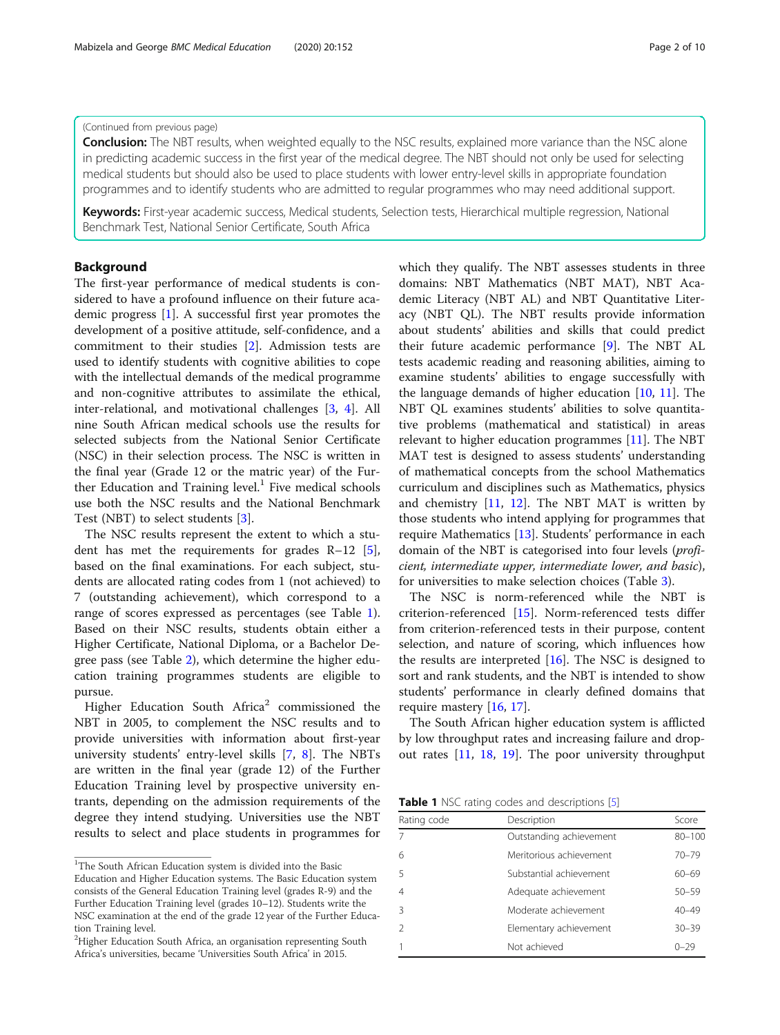(Continued from previous page)

**Conclusion:** The NBT results, when weighted equally to the NSC results, explained more variance than the NSC alone in predicting academic success in the first year of the medical degree. The NBT should not only be used for selecting medical students but should also be used to place students with lower entry-level skills in appropriate foundation programmes and to identify students who are admitted to regular programmes who may need additional support.

**Keywords:** First-year academic success, Medical students, Selection tests, Hierarchical multiple regression, National Benchmark Test, National Senior Certificate, South Africa

## Background

The first-year performance of medical students is considered to have a profound influence on their future academic progress [1]. A successful first year promotes the development of a positive attitude, self-confidence, and a commitment to their studies [2]. Admission tests are used to identify students with cognitive abilities to cope with the intellectual demands of the medical programme and non-cognitive attributes to assimilate the ethical, inter-relational, and motivational challenges [3, 4]. All nine South African medical schools use the results for selected subjects from the National Senior Certificate (NSC) in their selection process. The NSC is written in the final year (Grade 12 or the matric year) of the Further Education and Training level.[1] Five medical schools use both the NSC results and the National Benchmark Test (NBT) to select students [3].

The NSC results represent the extent to which a student has met the requirements for grades R–12 [5], based on the final examinations. For each subject, students are allocated rating codes from 1 (not achieved) to 7 (outstanding achievement), which correspond to a range of scores expressed as percentages (see Table 1). Based on their NSC results, students obtain either a Higher Certificate, National Diploma, or a Bachelor Degree pass (see Table 2), which determine the higher education training programmes students are eligible to pursue.

Higher Education South Africa[2] commissioned the NBT in 2005, to complement the NSC results and to provide universities with information about first-year university students' entry-level skills [7, 8]. The NBTs are written in the final year (grade 12) of the Further Education Training level by prospective university entrants, depending on the admission requirements of the degree they intend studying. Universities use the NBT results to select and place students in programmes for which they qualify. The NBT assesses students in three domains: NBT Mathematics (NBT MAT), NBT Academic Literacy (NBT AL) and NBT Quantitative Literacy (NBT QL). The NBT results provide information about students' abilities and skills that could predict their future academic performance [9]. The NBT AL tests academic reading and reasoning abilities, aiming to examine students' abilities to engage successfully with the language demands of higher education [10, 11]. The NBT QL examines students' abilities to solve quantitative problems (mathematical and statistical) in areas relevant to higher education programmes [11]. The NBT MAT test is designed to assess students' understanding of mathematical concepts from the school Mathematics curriculum and disciplines such as Mathematics, physics and chemistry [11, 12]. The NBT MAT is written by those students who intend applying for programmes that require Mathematics [13]. Students' performance in each domain of the NBT is categorised into four levels (*proficient, intermediate upper, intermediate lower, and basic*), for universities to make selection choices (Table 3).

The NSC is norm-referenced while the NBT is criterion-referenced [15]. Norm-referenced tests differ from criterion-referenced tests in their purpose, content selection, and nature of scoring, which influences how the results are interpreted [16]. The NSC is designed to sort and rank students, and the NBT is intended to show students' performance in clearly defined domains that require mastery [16, 17].

The South African higher education system is afflicted by low throughput rates and increasing failure and dropout rates [11, 18, 19]. The poor university throughput

**Table 1** NSC rating codes and descriptions [5]

| Rating code | Description | Score |
|---|---|---|
| 7 | Outstanding achievement | 80–100 |
| 6 | Meritorious achievement | 70–79 |
| 5 | Substantial achievement | 60–69 |
| 4 | Adequate achievement | 50–59 |
| 3 | Moderate achievement | 40–49 |
| 2 | Elementary achievement | 30–39 |
| 1 | Not achieved | 0–29 |

[1] The South African Education system is divided into the Basic Education and Higher Education systems. The Basic Education system consists of the General Education Training level (grades R-9) and the Further Education Training level (grades 10–12). Students write the NSC examination at the end of the grade 12 year of the Further Education Training level.

[2] Higher Education South Africa, an organisation representing South Africa's universities, became 'Universities South Africa' in 2015.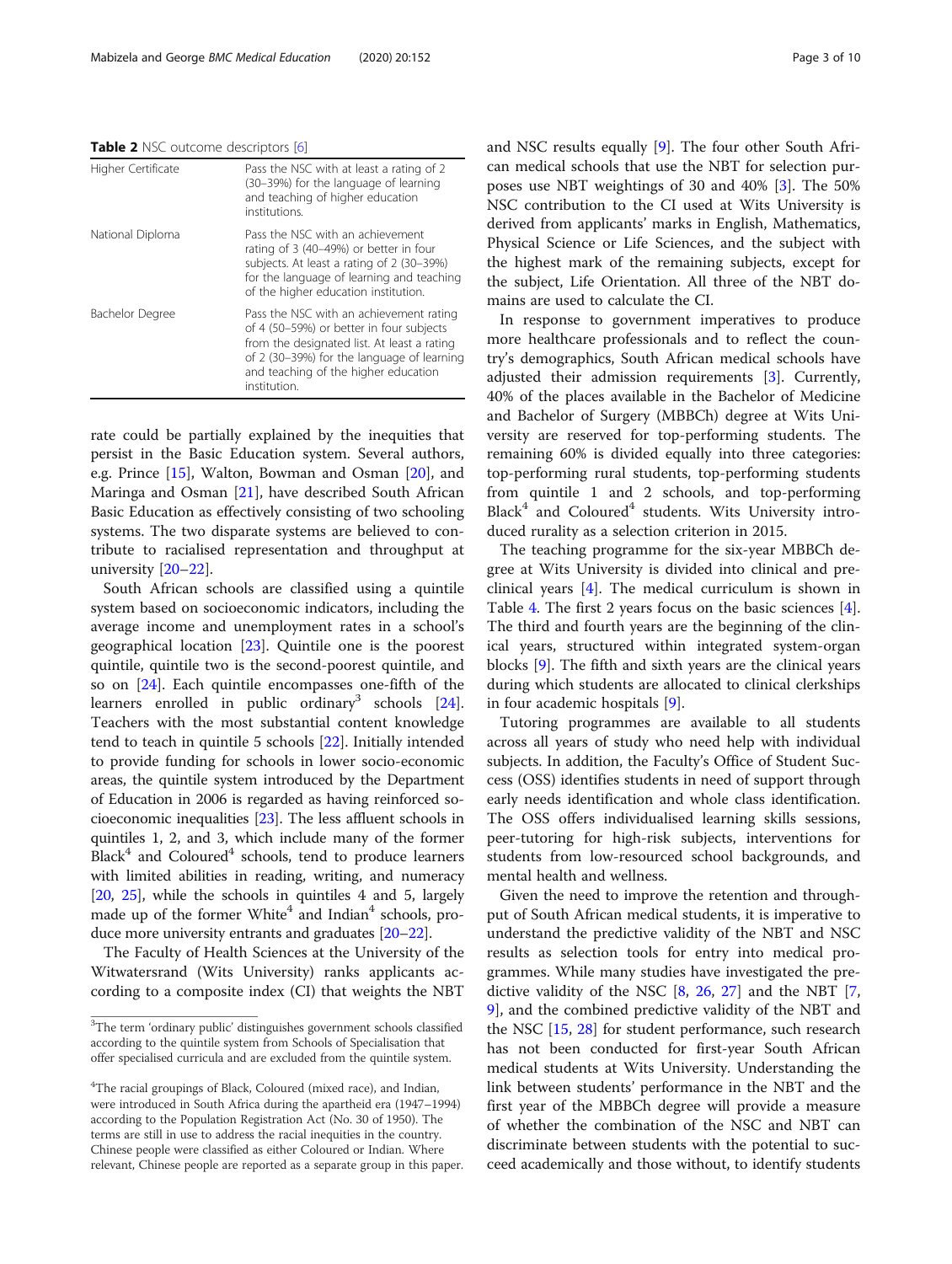**Table 2** NSC outcome descriptors [6]

| | |
|---|---|
| Higher Certificate | Pass the NSC with at least a rating of 2 (30–39%) for the language of learning and teaching of higher education institutions. |
| National Diploma | Pass the NSC with an achievement rating of 3 (40–49%) or better in four subjects. At least a rating of 2 (30–39%) for the language of learning and teaching of the higher education institution. |
| Bachelor Degree | Pass the NSC with an achievement rating of 4 (50–59%) or better in four subjects from the designated list. At least a rating of 2 (30–39%) for the language of learning and teaching of the higher education institution. |

rate could be partially explained by the inequities that persist in the Basic Education system. Several authors, e.g. Prince [15], Walton, Bowman and Osman [20], and Maringa and Osman [21], have described South African Basic Education as effectively consisting of two schooling systems. The two disparate systems are believed to contribute to racialised representation and throughput at university [20–22].

South African schools are classified using a quintile system based on socioeconomic indicators, including the average income and unemployment rates in a school's geographical location [23]. Quintile one is the poorest quintile, quintile two is the second-poorest quintile, and so on [24]. Each quintile encompasses one-fifth of the learners enrolled in public ordinary[3] schools [24]. Teachers with the most substantial content knowledge tend to teach in quintile 5 schools [22]. Initially intended to provide funding for schools in lower socio-economic areas, the quintile system introduced by the Department of Education in 2006 is regarded as having reinforced socioeconomic inequalities [23]. The less affluent schools in quintiles 1, 2, and 3, which include many of the former Black[4] and Coloured[4] schools, tend to produce learners with limited abilities in reading, writing, and numeracy [20, 25], while the schools in quintiles 4 and 5, largely made up of the former White[4] and Indian[4] schools, produce more university entrants and graduates [20–22].

The Faculty of Health Sciences at the University of the Witwatersrand (Wits University) ranks applicants according to a composite index (CI) that weights the NBT and NSC results equally [9]. The four other South African medical schools that use the NBT for selection purposes use NBT weightings of 30 and 40% [3]. The 50% NSC contribution to the CI used at Wits University is derived from applicants' marks in English, Mathematics, Physical Science or Life Sciences, and the subject with the highest mark of the remaining subjects, except for the subject, Life Orientation. All three of the NBT domains are used to calculate the CI.

In response to government imperatives to produce more healthcare professionals and to reflect the country's demographics, South African medical schools have adjusted their admission requirements [3]. Currently, 40% of the places available in the Bachelor of Medicine and Bachelor of Surgery (MBBCh) degree at Wits University are reserved for top-performing students. The remaining 60% is divided equally into three categories: top-performing rural students, top-performing students from quintile 1 and 2 schools, and top-performing Black[4] and Coloured[4] students. Wits University introduced rurality as a selection criterion in 2015.

The teaching programme for the six-year MBBCh degree at Wits University is divided into clinical and preclinical years [4]. The medical curriculum is shown in Table 4. The first 2 years focus on the basic sciences [4]. The third and fourth years are the beginning of the clinical years, structured within integrated system-organ blocks [9]. The fifth and sixth years are the clinical years during which students are allocated to clinical clerkships in four academic hospitals [9].

Tutoring programmes are available to all students across all years of study who need help with individual subjects. In addition, the Faculty's Office of Student Success (OSS) identifies students in need of support through early needs identification and whole class identification. The OSS offers individualised learning skills sessions, peer-tutoring for high-risk subjects, interventions for students from low-resourced school backgrounds, and mental health and wellness.

Given the need to improve the retention and throughput of South African medical students, it is imperative to understand the predictive validity of the NBT and NSC results as selection tools for entry into medical programmes. While many studies have investigated the predictive validity of the NSC [8, 26, 27] and the NBT [7, 9], and the combined predictive validity of the NBT and the NSC [15, 28] for student performance, such research has not been conducted for first-year South African medical students at Wits University. Understanding the link between students' performance in the NBT and the first year of the MBBCh degree will provide a measure of whether the combination of the NSC and NBT can discriminate between students with the potential to succeed academically and those without, to identify students

[3]The term 'ordinary public' distinguishes government schools classified according to the quintile system from Schools of Specialisation that offer specialised curricula and are excluded from the quintile system.

[4]The racial groupings of Black, Coloured (mixed race), and Indian, were introduced in South Africa during the apartheid era (1947–1994) according to the Population Registration Act (No. 30 of 1950). The terms are still in use to address the racial inequities in the country. Chinese people were classified as either Coloured or Indian. Where relevant, Chinese people are reported as a separate group in this paper.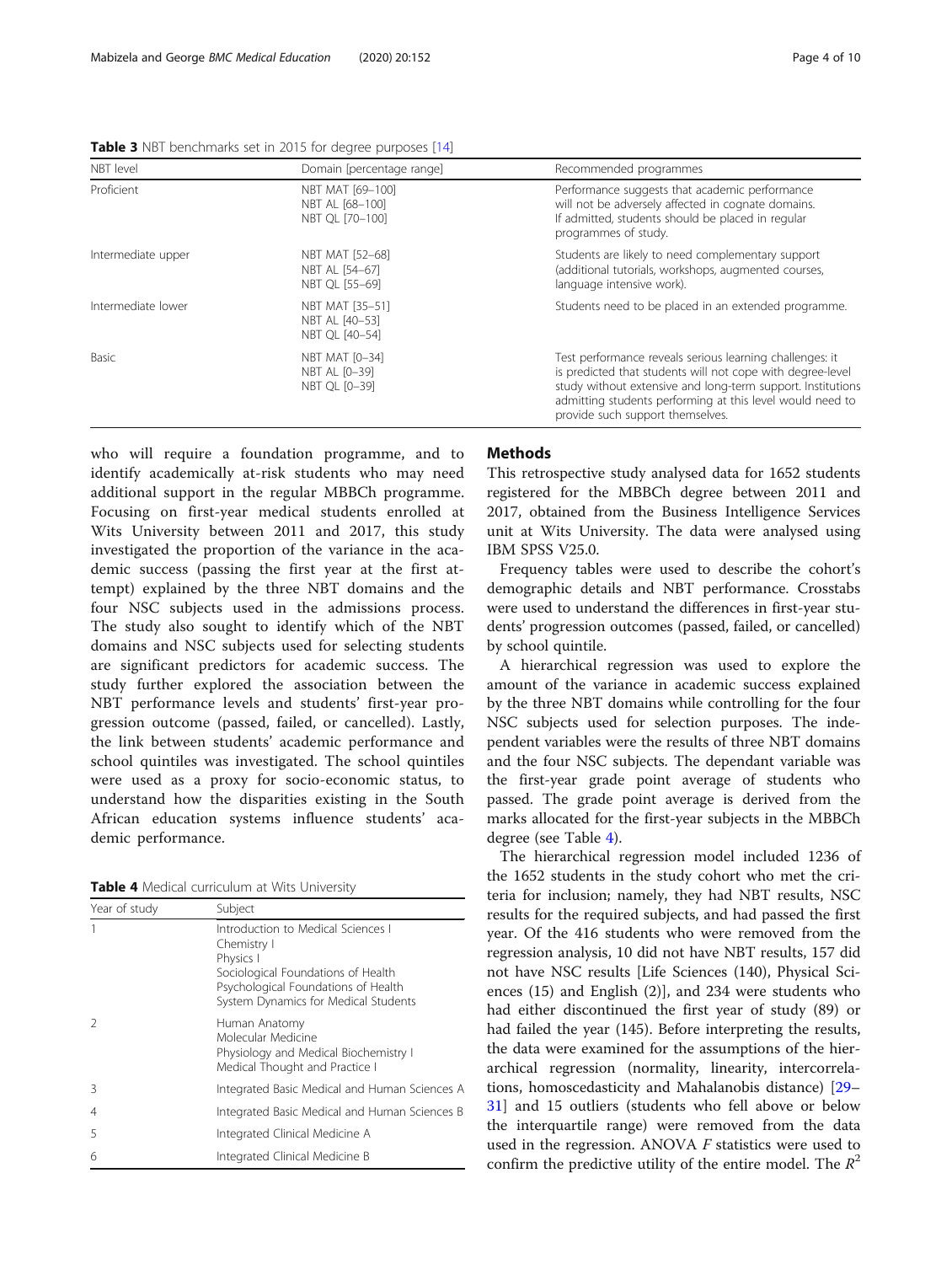**Table 3** NBT benchmarks set in 2015 for degree purposes [14]

| NBT level | Domain [percentage range] | Recommended programmes |
|---|---|---|
| Proficient | NBT MAT [69–100]<br>NBT AL [68–100]<br>NBT QL [70–100] | Performance suggests that academic performance will not be adversely affected in cognate domains. If admitted, students should be placed in regular programmes of study. |
| Intermediate upper | NBT MAT [52–68]<br>NBT AL [54–67]<br>NBT QL [55–69] | Students are likely to need complementary support (additional tutorials, workshops, augmented courses, language intensive work). |
| Intermediate lower | NBT MAT [35–51]<br>NBT AL [40–53]<br>NBT QL [40–54] | Students need to be placed in an extended programme. |
| Basic | NBT MAT [0–34]<br>NBT AL [0–39]<br>NBT QL [0–39] | Test performance reveals serious learning challenges: it is predicted that students will not cope with degree-level study without extensive and long-term support. Institutions admitting students performing at this level would need to provide such support themselves. |

who will require a foundation programme, and to identify academically at-risk students who may need additional support in the regular MBBCh programme. Focusing on first-year medical students enrolled at Wits University between 2011 and 2017, this study investigated the proportion of the variance in the academic success (passing the first year at the first attempt) explained by the three NBT domains and the four NSC subjects used in the admissions process. The study also sought to identify which of the NBT domains and NSC subjects used for selecting students are significant predictors for academic success. The study further explored the association between the NBT performance levels and students' first-year progression outcome (passed, failed, or cancelled). Lastly, the link between students' academic performance and school quintiles was investigated. The school quintiles were used as a proxy for socio-economic status, to understand how the disparities existing in the South African education systems influence students' academic performance.

**Table 4** Medical curriculum at Wits University

| Year of study | Subject |
|---|---|
| 1 | Introduction to Medical Sciences I<br>Chemistry I<br>Physics I<br>Sociological Foundations of Health<br>Psychological Foundations of Health<br>System Dynamics for Medical Students |
| 2 | Human Anatomy<br>Molecular Medicine<br>Physiology and Medical Biochemistry I<br>Medical Thought and Practice I |
| 3 | Integrated Basic Medical and Human Sciences A |
| 4 | Integrated Basic Medical and Human Sciences B |
| 5 | Integrated Clinical Medicine A |
| 6 | Integrated Clinical Medicine B |

## Methods

This retrospective study analysed data for 1652 students registered for the MBBCh degree between 2011 and 2017, obtained from the Business Intelligence Services unit at Wits University. The data were analysed using IBM SPSS V25.0.

Frequency tables were used to describe the cohort's demographic details and NBT performance. Crosstabs were used to understand the differences in first-year students' progression outcomes (passed, failed, or cancelled) by school quintile.

A hierarchical regression was used to explore the amount of the variance in academic success explained by the three NBT domains while controlling for the four NSC subjects used for selection purposes. The independent variables were the results of three NBT domains and the four NSC subjects. The dependant variable was the first-year grade point average of students who passed. The grade point average is derived from the marks allocated for the first-year subjects in the MBBCh degree (see Table 4).

The hierarchical regression model included 1236 of the 1652 students in the study cohort who met the criteria for inclusion; namely, they had NBT results, NSC results for the required subjects, and had passed the first year. Of the 416 students who were removed from the regression analysis, 10 did not have NBT results, 157 did not have NSC results [Life Sciences (140), Physical Sciences (15) and English (2)], and 234 were students who had either discontinued the first year of study (89) or had failed the year (145). Before interpreting the results, the data were examined for the assumptions of the hierarchical regression (normality, linearity, intercorrelations, homoscedasticity and Mahalanobis distance) [29–31] and 15 outliers (students who fell above or below the interquartile range) were removed from the data used in the regression. ANOVA *F* statistics were used to confirm the predictive utility of the entire model. The $R^2$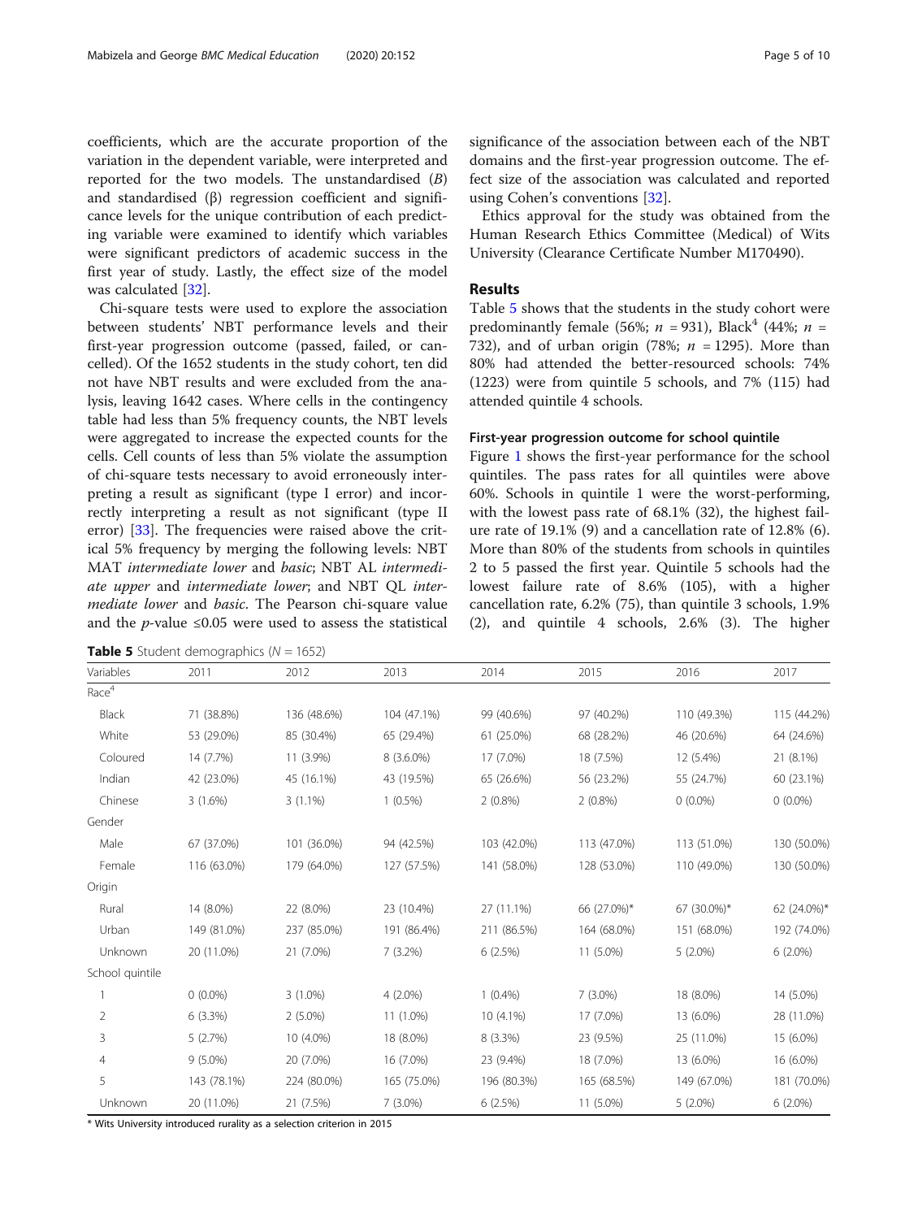coefficients, which are the accurate proportion of the variation in the dependent variable, were interpreted and reported for the two models. The unstandardised (*B*) and standardised (β) regression coefficient and significance levels for the unique contribution of each predicting variable were examined to identify which variables were significant predictors of academic success in the first year of study. Lastly, the effect size of the model was calculated [32].

Chi-square tests were used to explore the association between students' NBT performance levels and their first-year progression outcome (passed, failed, or cancelled). Of the 1652 students in the study cohort, ten did not have NBT results and were excluded from the analysis, leaving 1642 cases. Where cells in the contingency table had less than 5% frequency counts, the NBT levels were aggregated to increase the expected counts for the cells. Cell counts of less than 5% violate the assumption of chi-square tests necessary to avoid erroneously interpreting a result as significant (type I error) and incorrectly interpreting a result as not significant (type II error) [33]. The frequencies were raised above the critical 5% frequency by merging the following levels: NBT MAT *intermediate lower* and *basic*; NBT AL *intermediate upper* and *intermediate lower*; and NBT QL *intermediate lower* and *basic*. The Pearson chi-square value and the *p*-value ≤0.05 were used to assess the statistical significance of the association between each of the NBT domains and the first-year progression outcome. The effect size of the association was calculated and reported using Cohen's conventions [32].

Ethics approval for the study was obtained from the Human Research Ethics Committee (Medical) of Wits University (Clearance Certificate Number M170490).

## Results

Table 5 shows that the students in the study cohort were predominantly female (56%; *n* = 931), Black[4] (44%; *n* = 732), and of urban origin (78%; *n* = 1295). More than 80% had attended the better-resourced schools: 74% (1223) were from quintile 5 schools, and 7% (115) had attended quintile 4 schools.

### First-year progression outcome for school quintile

Figure 1 shows the first-year performance for the school quintiles. The pass rates for all quintiles were above 60%. Schools in quintile 1 were the worst-performing, with the lowest pass rate of 68.1% (32), the highest failure rate of 19.1% (9) and a cancellation rate of 12.8% (6). More than 80% of the students from schools in quintiles 2 to 5 passed the first year. Quintile 5 schools had the lowest failure rate of 8.6% (105), with a higher cancellation rate, 6.2% (75), than quintile 3 schools, 1.9% (2), and quintile 4 schools, 2.6% (3). The higher

**Table 5** Student demographics (*N* = 1652)

| Variables | 2011 | 2012 | 2013 | 2014 | 2015 | 2016 | 2017 |
|---|---|---|---|---|---|---|---|
| Race[4] | | | | | | | |
| Black | 71 (38.8%) | 136 (48.6%) | 104 (47.1%) | 99 (40.6%) | 97 (40.2%) | 110 (49.3%) | 115 (44.2%) |
| White | 53 (29.0%) | 85 (30.4%) | 65 (29.4%) | 61 (25.0%) | 68 (28.2%) | 46 (20.6%) | 64 (24.6%) |
| Coloured | 14 (7.7%) | 11 (3.9%) | 8 (3.6.0%) | 17 (7.0%) | 18 (7.5%) | 12 (5.4%) | 21 (8.1%) |
| Indian | 42 (23.0%) | 45 (16.1%) | 43 (19.5%) | 65 (26.6%) | 56 (23.2%) | 55 (24.7%) | 60 (23.1%) |
| Chinese | 3 (1.6%) | 3 (1.1%) | 1 (0.5%) | 2 (0.8%) | 2 (0.8%) | 0 (0.0%) | 0 (0.0%) |
| Gender | | | | | | | |
| Male | 67 (37.0%) | 101 (36.0%) | 94 (42.5%) | 103 (42.0%) | 113 (47.0%) | 113 (51.0%) | 130 (50.0%) |
| Female | 116 (63.0%) | 179 (64.0%) | 127 (57.5%) | 141 (58.0%) | 128 (53.0%) | 110 (49.0%) | 130 (50.0%) |
| Origin | | | | | | | |
| Rural | 14 (8.0%) | 22 (8.0%) | 23 (10.4%) | 27 (11.1%) | 66 (27.0%)* | 67 (30.0%)* | 62 (24.0%)* |
| Urban | 149 (81.0%) | 237 (85.0%) | 191 (86.4%) | 211 (86.5%) | 164 (68.0%) | 151 (68.0%) | 192 (74.0%) |
| Unknown | 20 (11.0%) | 21 (7.0%) | 7 (3.2%) | 6 (2.5%) | 11 (5.0%) | 5 (2.0%) | 6 (2.0%) |
| School quintile | | | | | | | |
| 1 | 0 (0.0%) | 3 (1.0%) | 4 (2.0%) | 1 (0.4%) | 7 (3.0%) | 18 (8.0%) | 14 (5.0%) |
| 2 | 6 (3.3%) | 2 (5.0%) | 11 (1.0%) | 10 (4.1%) | 17 (7.0%) | 13 (6.0%) | 28 (11.0%) |
| 3 | 5 (2.7%) | 10 (4.0%) | 18 (8.0%) | 8 (3.3%) | 23 (9.5%) | 25 (11.0%) | 15 (6.0%) |
| 4 | 9 (5.0%) | 20 (7.0%) | 16 (7.0%) | 23 (9.4%) | 18 (7.0%) | 13 (6.0%) | 16 (6.0%) |
| 5 | 143 (78.1%) | 224 (80.0%) | 165 (75.0%) | 196 (80.3%) | 165 (68.5%) | 149 (67.0%) | 181 (70.0%) |
| Unknown | 20 (11.0%) | 21 (7.5%) | 7 (3.0%) | 6 (2.5%) | 11 (5.0%) | 5 (2.0%) | 6 (2.0%) |

\* Wits University introduced rurality as a selection criterion in 2015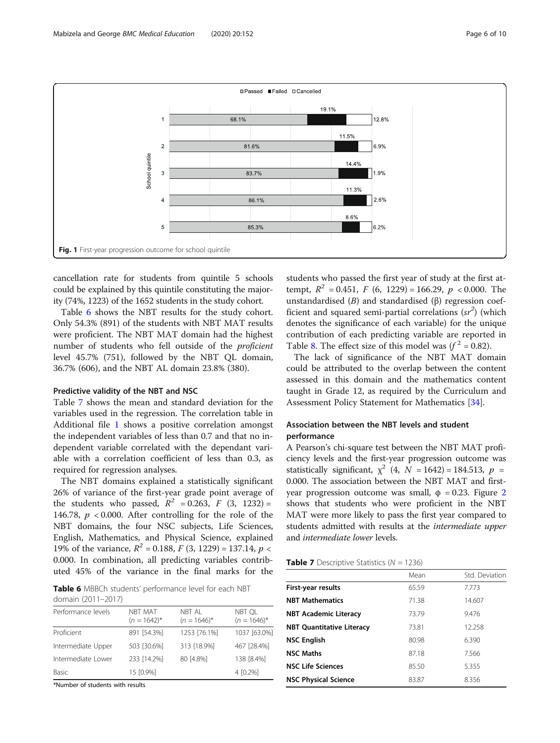Fig. 1 First-year progression outcome for school quintile

cancellation rate for students from quintile 5 schools could be explained by this quintile constituting the majority (74%, 1223) of the 1652 students in the study cohort.

Table 6 shows the NBT results for the study cohort. Only 54.3% (891) of the students with NBT MAT results were proficient. The NBT MAT domain had the highest number of students who fell outside of the *proficient* level 45.7% (751), followed by the NBT QL domain, 36.7% (606), and the NBT AL domain 23.8% (380).

### Predictive validity of the NBT and NSC

Table 7 shows the mean and standard deviation for the variables used in the regression. The correlation table in Additional file 1 shows a positive correlation amongst the independent variables of less than 0.7 and that no independent variable correlated with the dependant variable with a correlation coefficient of less than 0.3, as required for regression analyses.

The NBT domains explained a statistically significant 26% of variance of the first-year grade point average of the students who passed, $R^2 = 0.263$, $F\ (3,\ 1232) = 146.78$, $p < 0.000$. After controlling for the role of the NBT domains, the four NSC subjects, Life Sciences, English, Mathematics, and Physical Science, explained 19% of the variance, $R^2 = 0.188$, $F\ (3,\ 1229) = 137.14$, $p < 0.000$. In combination, all predicting variables contributed 45% of the variance in the final marks for the students who passed the first year of study at the first attempt, $R^2 = 0.451$, $F\ (6,\ 1229) = 166.29$, $p < 0.000$. The unstandardised ($B$) and standardised (β) regression coefficient and squared semi-partial correlations ($sr^2$) (which denotes the significance of each variable) for the unique contribution of each predicting variable are reported in Table 8. The effect size of this model was ($f^2 = 0.82$).

The lack of significance of the NBT MAT domain could be attributed to the overlap between the content assessed in this domain and the mathematics content taught in Grade 12, as required by the Curriculum and Assessment Policy Statement for Mathematics [34].

**Table 6** MBBCh students' performance level for each NBT domain (2011–2017)

| Performance levels | NBT MAT ($n$ = 1642)* | NBT AL ($n$ = 1646)* | NBT QL ($n$ = 1646)* |
|---|---|---|---|
| Proficient | 891 [54.3%] | 1253 [76.1%] | 1037 [63.0%] |
| Intermediate Upper | 503 [30.6%] | 313 [18.9%] | 467 [28.4%] |
| Intermediate Lower | 233 [14.2%] | 80 [4.8%] | 138 [8.4%] |
| Basic | 15 [0.9%] | | 4 [0.2%] |

*Number of students with results

### Association between the NBT levels and student performance

A Pearson's chi-square test between the NBT MAT proficiency levels and the first-year progression outcome was statistically significant, $\chi^2\ (4,\ N = 1642) = 184.513$, $p = 0.000$. The association between the NBT MAT and first-year progression outcome was small, $\phi = 0.23$. Figure 2 shows that students who were proficient in the NBT MAT were more likely to pass the first year to compared to students admitted with results at the *intermediate upper* and *intermediate lower* levels.

**Table 7** Descriptive Statistics ($N$ = 1236)

| | Mean | Std. Deviation |
|---|---|---|
| **First-year results** | 65.59 | 7.773 |
| **NBT Mathematics** | 71.38 | 14.607 |
| **NBT Academic Literacy** | 73.79 | 9.476 |
| **NBT Quantitative Literacy** | 73.81 | 12.258 |
| **NSC English** | 80.98 | 6.390 |
| **NSC Maths** | 87.18 | 7.566 |
| **NSC Life Sciences** | 85.50 | 5.355 |
| **NSC Physical Science** | 83.87 | 8.356 |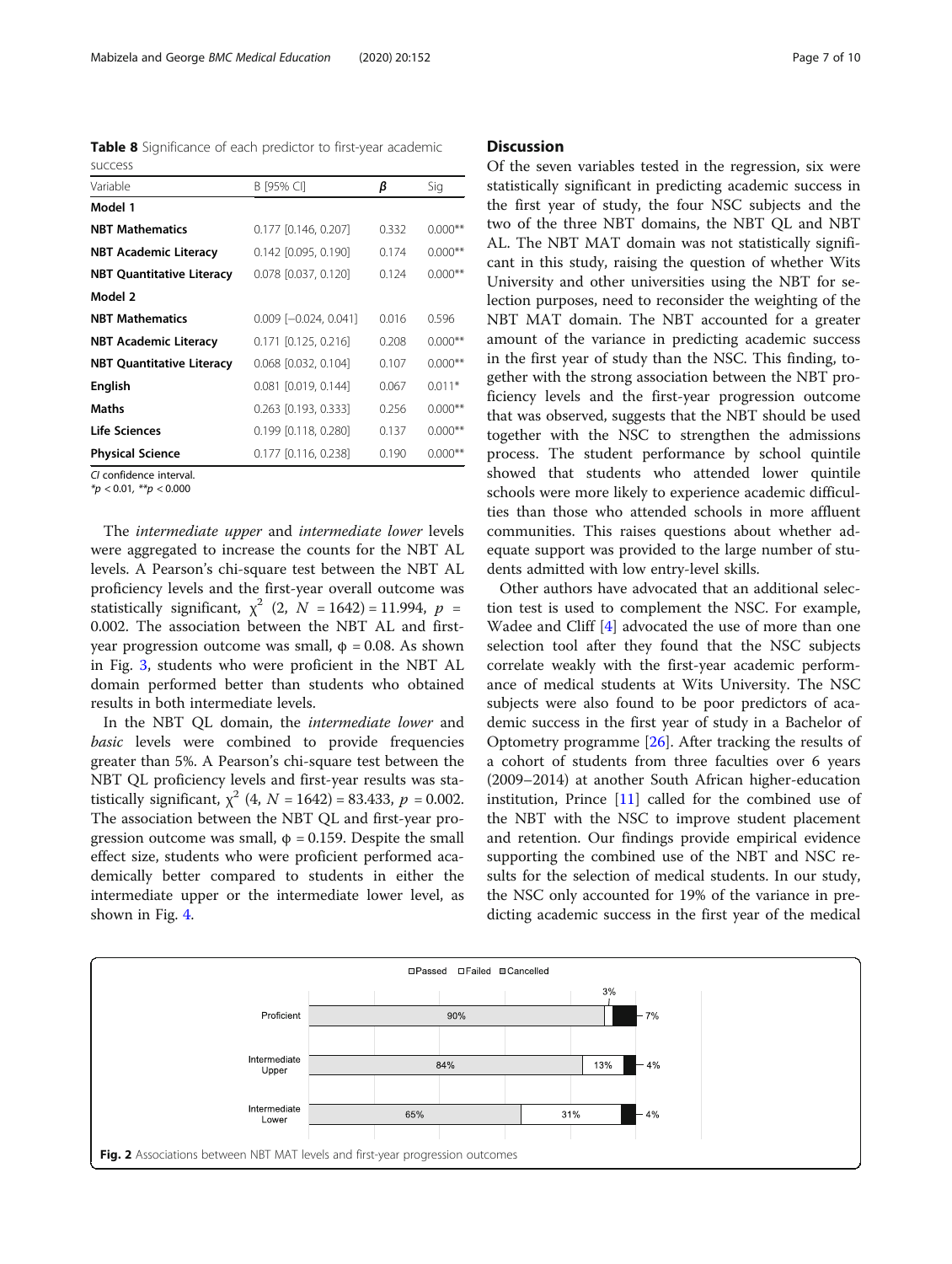**Table 8** Significance of each predictor to first-year academic success

| Variable | B [95% CI] | β | Sig |
|---|---|---|---|
| **Model 1** | | | |
| **NBT Mathematics** | 0.177 [0.146, 0.207] | 0.332 | 0.000** |
| **NBT Academic Literacy** | 0.142 [0.095, 0.190] | 0.174 | 0.000** |
| **NBT Quantitative Literacy** | 0.078 [0.037, 0.120] | 0.124 | 0.000** |
| **Model 2** | | | |
| **NBT Mathematics** | 0.009 [−0.024, 0.041] | 0.016 | 0.596 |
| **NBT Academic Literacy** | 0.171 [0.125, 0.216] | 0.208 | 0.000** |
| **NBT Quantitative Literacy** | 0.068 [0.032, 0.104] | 0.107 | 0.000** |
| **English** | 0.081 [0.019, 0.144] | 0.067 | 0.011* |
| **Maths** | 0.263 [0.193, 0.333] | 0.256 | 0.000** |
| **Life Sciences** | 0.199 [0.118, 0.280] | 0.137 | 0.000** |
| **Physical Science** | 0.177 [0.116, 0.238] | 0.190 | 0.000** |

*CI* confidence interval.
*$p < 0.01$, **$p < 0.000$

The *intermediate upper* and *intermediate lower* levels were aggregated to increase the counts for the NBT AL levels. A Pearson's chi-square test between the NBT AL proficiency levels and the first-year overall outcome was statistically significant, $\chi^2$ (2, $N$ = 1642) = 11.994, $p$ = 0.002. The association between the NBT AL and first-year progression outcome was small, ϕ = 0.08. As shown in Fig. 3, students who were proficient in the NBT AL domain performed better than students who obtained results in both intermediate levels.

In the NBT QL domain, the *intermediate lower* and *basic* levels were combined to provide frequencies greater than 5%. A Pearson's chi-square test between the NBT QL proficiency levels and first-year results was statistically significant, $\chi^2$ (4, $N$ = 1642) = 83.433, $p$ = 0.002. The association between the NBT QL and first-year progression outcome was small, ϕ = 0.159. Despite the small effect size, students who were proficient performed academically better compared to students in either the intermediate upper or the intermediate lower level, as shown in Fig. 4.

## Discussion

Of the seven variables tested in the regression, six were statistically significant in predicting academic success in the first year of study, the four NSC subjects and the two of the three NBT domains, the NBT QL and NBT AL. The NBT MAT domain was not statistically significant in this study, raising the question of whether Wits University and other universities using the NBT for selection purposes, need to reconsider the weighting of the NBT MAT domain. The NBT accounted for a greater amount of the variance in predicting academic success in the first year of study than the NSC. This finding, together with the strong association between the NBT proficiency levels and the first-year progression outcome that was observed, suggests that the NBT should be used together with the NSC to strengthen the admissions process. The student performance by school quintile showed that students who attended lower quintile schools were more likely to experience academic difficulties than those who attended schools in more affluent communities. This raises questions about whether adequate support was provided to the large number of students admitted with low entry-level skills.

Other authors have advocated that an additional selection test is used to complement the NSC. For example, Wadee and Cliff [4] advocated the use of more than one selection tool after they found that the NSC subjects correlate weakly with the first-year academic performance of medical students at Wits University. The NSC subjects were also found to be poor predictors of academic success in the first year of study in a Bachelor of Optometry programme [26]. After tracking the results of a cohort of students from three faculties over 6 years (2009–2014) at another South African higher-education institution, Prince [11] called for the combined use of the NBT with the NSC to improve student placement and retention. Our findings provide empirical evidence supporting the combined use of the NBT and NSC results for the selection of medical students. In our study, the NSC only accounted for 19% of the variance in predicting academic success in the first year of the medical

Passed Failed Cancelled

Proficient 90% 3% 7%

Intermediate Upper 84% 13% 4%

Intermediate Lower 65% 31% 4%

**Fig. 2** Associations between NBT MAT levels and first-year progression outcomes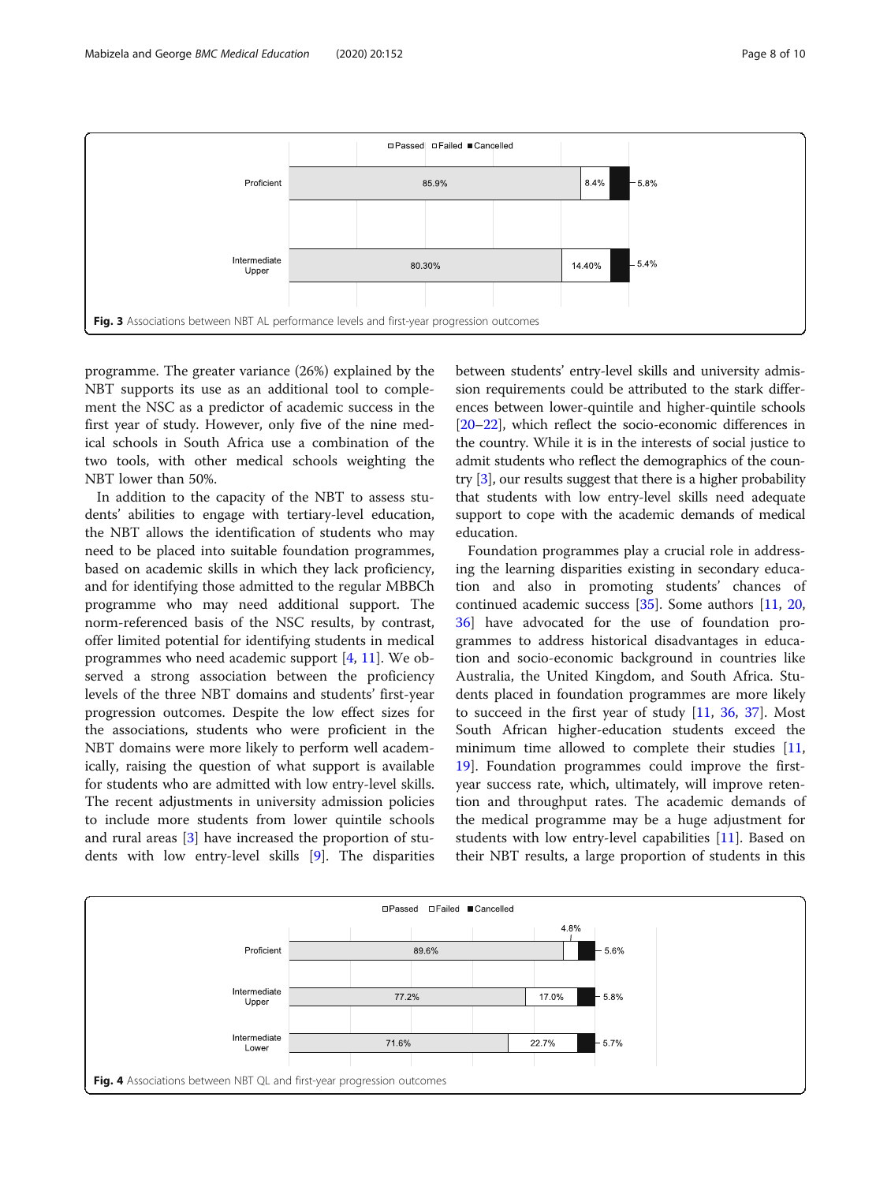Fig. 3 Associations between NBT AL performance levels and first-year progression outcomes

programme. The greater variance (26%) explained by the NBT supports its use as an additional tool to complement the NSC as a predictor of academic success in the first year of study. However, only five of the nine medical schools in South Africa use a combination of the two tools, with other medical schools weighting the NBT lower than 50%.

In addition to the capacity of the NBT to assess students' abilities to engage with tertiary-level education, the NBT allows the identification of students who may need to be placed into suitable foundation programmes, based on academic skills in which they lack proficiency, and for identifying those admitted to the regular MBBCh programme who may need additional support. The norm-referenced basis of the NSC results, by contrast, offer limited potential for identifying students in medical programmes who need academic support [4, 11]. We observed a strong association between the proficiency levels of the three NBT domains and students' first-year progression outcomes. Despite the low effect sizes for the associations, students who were proficient in the NBT domains were more likely to perform well academically, raising the question of what support is available for students who are admitted with low entry-level skills. The recent adjustments in university admission policies to include more students from lower quintile schools and rural areas [3] have increased the proportion of students with low entry-level skills [9]. The disparities between students' entry-level skills and university admission requirements could be attributed to the stark differences between lower-quintile and higher-quintile schools [20–22], which reflect the socio-economic differences in the country. While it is in the interests of social justice to admit students who reflect the demographics of the country [3], our results suggest that there is a higher probability that students with low entry-level skills need adequate support to cope with the academic demands of medical education.

Foundation programmes play a crucial role in addressing the learning disparities existing in secondary education and also in promoting students' chances of continued academic success [35]. Some authors [11, 20, 36] have advocated for the use of foundation programmes to address historical disadvantages in education and socio-economic background in countries like Australia, the United Kingdom, and South Africa. Students placed in foundation programmes are more likely to succeed in the first year of study [11, 36, 37]. Most South African higher-education students exceed the minimum time allowed to complete their studies [11, 19]. Foundation programmes could improve the first-year success rate, which, ultimately, will improve retention and throughput rates. The academic demands of the medical programme may be a huge adjustment for students with low entry-level capabilities [11]. Based on their NBT results, a large proportion of students in this

Fig. 4 Associations between NBT QL and first-year progression outcomes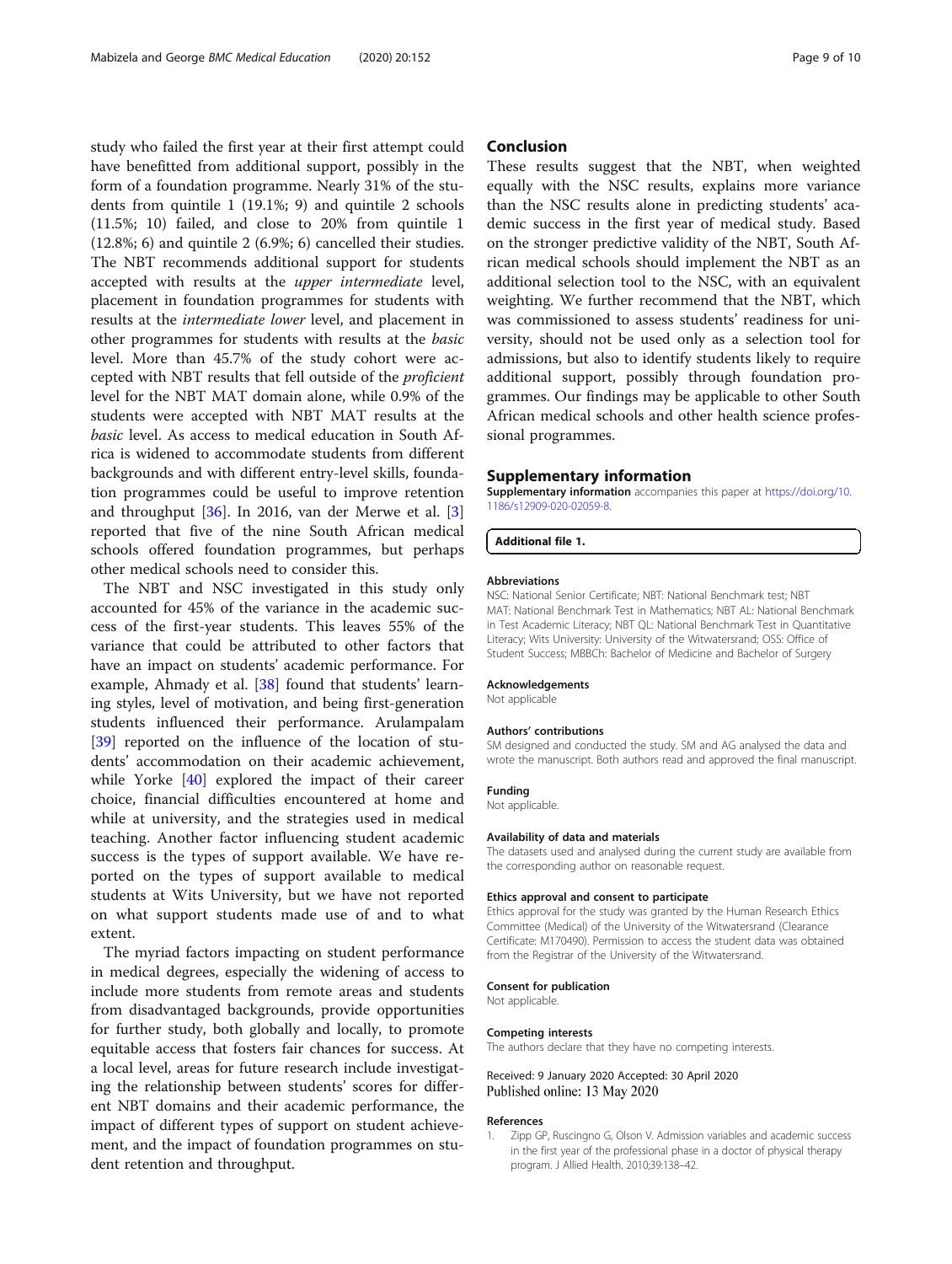study who failed the first year at their first attempt could have benefitted from additional support, possibly in the form of a foundation programme. Nearly 31% of the students from quintile 1 (19.1%; 9) and quintile 2 schools (11.5%; 10) failed, and close to 20% from quintile 1 (12.8%; 6) and quintile 2 (6.9%; 6) cancelled their studies. The NBT recommends additional support for students accepted with results at the *upper intermediate* level, placement in foundation programmes for students with results at the *intermediate lower* level, and placement in other programmes for students with results at the *basic* level. More than 45.7% of the study cohort were accepted with NBT results that fell outside of the *proficient* level for the NBT MAT domain alone, while 0.9% of the students were accepted with NBT MAT results at the *basic* level. As access to medical education in South Africa is widened to accommodate students from different backgrounds and with different entry-level skills, foundation programmes could be useful to improve retention and throughput [36]. In 2016, van der Merwe et al. [3] reported that five of the nine South African medical schools offered foundation programmes, but perhaps other medical schools need to consider this.

The NBT and NSC investigated in this study only accounted for 45% of the variance in the academic success of the first-year students. This leaves 55% of the variance that could be attributed to other factors that have an impact on students' academic performance. For example, Ahmady et al. [38] found that students' learning styles, level of motivation, and being first-generation students influenced their performance. Arulampalam [39] reported on the influence of the location of students' accommodation on their academic achievement, while Yorke [40] explored the impact of their career choice, financial difficulties encountered at home and while at university, and the strategies used in medical teaching. Another factor influencing student academic success is the types of support available. We have reported on the types of support available to medical students at Wits University, but we have not reported on what support students made use of and to what extent.

The myriad factors impacting on student performance in medical degrees, especially the widening of access to include more students from remote areas and students from disadvantaged backgrounds, provide opportunities for further study, both globally and locally, to promote equitable access that fosters fair chances for success. At a local level, areas for future research include investigating the relationship between students' scores for different NBT domains and their academic performance, the impact of different types of support on student achievement, and the impact of foundation programmes on student retention and throughput.

## Conclusion

These results suggest that the NBT, when weighted equally with the NSC results, explains more variance than the NSC results alone in predicting students' academic success in the first year of medical study. Based on the stronger predictive validity of the NBT, South African medical schools should implement the NBT as an additional selection tool to the NSC, with an equivalent weighting. We further recommend that the NBT, which was commissioned to assess students' readiness for university, should not be used only as a selection tool for admissions, but also to identify students likely to require additional support, possibly through foundation programmes. Our findings may be applicable to other South African medical schools and other health science professional programmes.

## Supplementary information

**Supplementary information** accompanies this paper at https://doi.org/10.1186/s12909-020-02059-8.

**Additional file 1.**

#### Abbreviations

NSC: National Senior Certificate; NBT: National Benchmark test; NBT MAT: National Benchmark Test in Mathematics; NBT AL: National Benchmark in Test Academic Literacy; NBT QL: National Benchmark Test in Quantitative Literacy; Wits University: University of the Witwatersrand; OSS: Office of Student Success; MBBCh: Bachelor of Medicine and Bachelor of Surgery

#### Acknowledgements

Not applicable

#### Authors' contributions

SM designed and conducted the study. SM and AG analysed the data and wrote the manuscript. Both authors read and approved the final manuscript.

#### Funding

Not applicable.

#### Availability of data and materials

The datasets used and analysed during the current study are available from the corresponding author on reasonable request.

#### Ethics approval and consent to participate

Ethics approval for the study was granted by the Human Research Ethics Committee (Medical) of the University of the Witwatersrand (Clearance Certificate: M170490). Permission to access the student data was obtained from the Registrar of the University of the Witwatersrand.

#### Consent for publication

Not applicable.

#### Competing interests

The authors declare that they have no competing interests.

Received: 9 January 2020 Accepted: 30 April 2020
Published online: 13 May 2020

#### References

1. Zipp GP, Ruscingno G, Olson V. Admission variables and academic success in the first year of the professional phase in a doctor of physical therapy program. J Allied Health. 2010;39:138–42.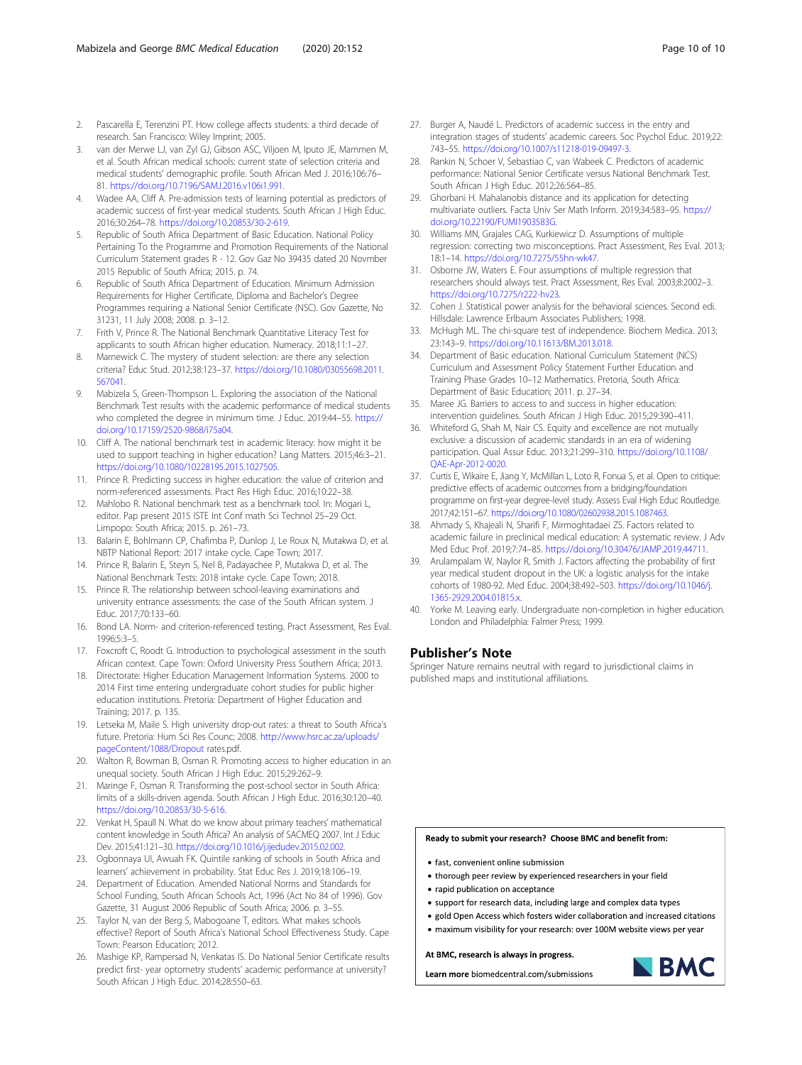2. Pascarella E, Terenzini PT. How college affects students: a third decade of research. San Francisco: Wiley Imprint; 2005.
3. van der Merwe LJ, van Zyl GJ, Gibson ASC, Viljoen M, Iputo JE, Mammen M, et al. South African medical schools: current state of selection criteria and medical students' demographic profile. South African Med J. 2016;106:76–81. https://doi.org/10.7196/SAMJ.2016.v106i1.991.
4. Wadee AA, Cliff A. Pre-admission tests of learning potential as predictors of academic success of first-year medical students. South African J High Educ. 2016;30:264–78. https://doi.org/10.20853/30-2-619.
5. Republic of South Africa Department of Basic Education. National Policy Pertaining To the Programme and Promotion Requirements of the National Curriculum Statement grades R - 12. Gov Gaz No 39435 dated 20 Novmber 2015 Republic of South Africa; 2015. p. 74.
6. Republic of South Africa Department of Education. Minimum Admission Requirements for Higher Certificate, Diploma and Bachelor's Degree Programmes requiring a National Senior Certificate (NSC). Gov Gazette, No 31231, 11 July 2008; 2008. p. 3–12.
7. Frith V, Prince R. The National Benchmark Quantitative Literacy Test for applicants to south African higher education. Numeracy. 2018;11:1–27.
8. Marnewick C. The mystery of student selection: are there any selection criteria? Educ Stud. 2012;38:123–37. https://doi.org/10.1080/03055698.2011.567041.
9. Mabizela S, Green-Thompson L. Exploring the association of the National Benchmark Test results with the academic performance of medical students who completed the degree in minimum time. J Educ. 2019:44–55. https://doi.org/10.17159/2520-9868/i75a04.
10. Cliff A. The national benchmark test in academic literacy: how might it be used to support teaching in higher education? Lang Matters. 2015;46:3–21. https://doi.org/10.1080/10228195.2015.1027505.
11. Prince R. Predicting success in higher education: the value of criterion and norm-referenced assessments. Pract Res High Educ. 2016;10:22–38.
12. Mahlobo R. National benchmark test as a benchmark tool. In: Mogari L, editor. Pap present 2015 ISTE Int Conf math Sci Technol 25–29 Oct. Limpopo: South Africa; 2015. p. 261–73.
13. Balarin E, Bohlmann CP, Chafimba P, Dunlop J, Le Roux N, Mutakwa D, et al. NBTP National Report: 2017 intake cycle. Cape Town; 2017.
14. Prince R, Balarin E, Steyn S, Nel B, Padayachee P, Mutakwa D, et al. The National Benchmark Tests: 2018 intake cycle. Cape Town; 2018.
15. Prince R. The relationship between school-leaving examinations and university entrance assessments: the case of the South African system. J Educ. 2017;70:133–60.
16. Bond LA. Norm- and criterion-referenced testing. Pract Assessment, Res Eval. 1996;5:3–5.
17. Foxcroft C, Roodt G. Introduction to psychological assessment in the south African context. Cape Town: Oxford University Press Southern Africa; 2013.
18. Directorate: Higher Education Management Information Systems. 2000 to 2014 First time entering undergraduate cohort studies for public higher education institutions. Pretoria: Department of Higher Education and Training; 2017. p. 135.
19. Letseka M, Maile S. High university drop-out rates: a threat to South Africa's future. Pretoria: Hum Sci Res Counc; 2008. http://www.hsrc.ac.za/uploads/pageContent/1088/Dropout rates.pdf.
20. Walton R, Bowman B, Osman R. Promoting access to higher education in an unequal society. South African J High Educ. 2015;29:262–9.
21. Maringe F, Osman R. Transforming the post-school sector in South Africa: limits of a skills-driven agenda. South African J High Educ. 2016;30:120–40. https://doi.org/10.20853/30-5-616.
22. Venkat H, Spaull N. What do we know about primary teachers' mathematical content knowledge in South Africa? An analysis of SACMEQ 2007. Int J Educ Dev. 2015;41:121–30. https://doi.org/10.1016/j.ijedudev.2015.02.002.
23. Ogbonnaya UI, Awuah FK. Quintile ranking of schools in South Africa and learners' achievement in probability. Stat Educ Res J. 2019;18:106–19.
24. Department of Education. Amended National Norms and Standards for School Funding, South African Schools Act, 1996 (Act No 84 of 1996). Gov Gazette, 31 August 2006 Republic of South Africa; 2006. p. 3–55.
25. Taylor N, van der Berg S, Mabogoane T, editors. What makes schools effective? Report of South Africa's National School Effectiveness Study. Cape Town: Pearson Education; 2012.
26. Mashige KP, Rampersad N, Venkatas IS. Do National Senior Certificate results predict first- year optometry students' academic performance at university? South African J High Educ. 2014;28:550–63.
27. Burger A, Naudé L. Predictors of academic success in the entry and integration stages of students' academic careers. Soc Psychol Educ. 2019;22:743–55. https://doi.org/10.1007/s11218-019-09497-3.
28. Rankin N, Schoer V, Sebastiao C, van Wabeek C. Predictors of academic performance: National Senior Certificate versus National Benchmark Test. South African J High Educ. 2012;26:564–85.
29. Ghorbani H. Mahalanobis distance and its application for detecting multivariate outliers. Facta Univ Ser Math Inform. 2019;34:583–95. https://doi.org/10.22190/FUMI1903583G.
30. Williams MN, Grajales CAG, Kurkiewicz D. Assumptions of multiple regression: correcting two misconceptions. Pract Assessment, Res Eval. 2013;18:1–14. https://doi.org/10.7275/55hn-wk47.
31. Osborne JW, Waters E. Four assumptions of multiple regression that researchers should always test. Pract Assessment, Res Eval. 2003;8:2002–3. https://doi.org/10.7275/r222-hv23.
32. Cohen J. Statistical power analysis for the behavioral sciences. Second edi. Hillsdale: Lawrence Erlbaum Associates Publishers; 1998.
33. McHugh ML. The chi-square test of independence. Biochem Medica. 2013;23:143–9. https://doi.org/10.11613/BM.2013.018.
34. Department of Basic education. National Curriculum Statement (NCS) Curriculum and Assessment Policy Statement Further Education and Training Phase Grades 10–12 Mathematics. Pretoria, South Africa: Department of Basic Education; 2011. p. 27–34.
35. Maree JG. Barriers to access to and success in higher education: intervention guidelines. South African J High Educ. 2015;29:390–411.
36. Whiteford G, Shah M, Nair CS. Equity and excellence are not mutually exclusive: a discussion of academic standards in an era of widening participation. Qual Assur Educ. 2013;21:299–310. https://doi.org/10.1108/QAE-Apr-2012-0020.
37. Curtis E, Wikaire E, Jiang Y, McMillan L, Loto R, Fonua S, et al. Open to critique: predictive effects of academic outcomes from a bridging/foundation programme on first-year degree-level study. Assess Eval High Educ Routledge. 2017;42:151–67. https://doi.org/10.1080/02602938.2015.1087463.
38. Ahmady S, Khajeali N, Sharifi F, Mirmoghtadaei ZS. Factors related to academic failure in preclinical medical education: A systematic review. J Adv Med Educ Prof. 2019;7:74–85. https://doi.org/10.30476/JAMP.2019.44711.
39. Arulampalam W, Naylor R, Smith J. Factors affecting the probability of first year medical student dropout in the UK: a logistic analysis for the intake cohorts of 1980-92. Med Educ. 2004;38:492–503. https://doi.org/10.1046/j.1365-2929.2004.01815.x.
40. Yorke M. Leaving early. Undergraduate non-completion in higher education. London and Philadelphia: Falmer Press; 1999.

## Publisher's Note

Springer Nature remains neutral with regard to jurisdictional claims in published maps and institutional affiliations.

**Ready to submit your research? Choose BMC and benefit from:**

- fast, convenient online submission
- thorough peer review by experienced researchers in your field
- rapid publication on acceptance
- support for research data, including large and complex data types
- gold Open Access which fosters wider collaboration and increased citations
- maximum visibility for your research: over 100M website views per year

**At BMC, research is always in progress.**

**Learn more** biomedcentral.com/submissions

BMC